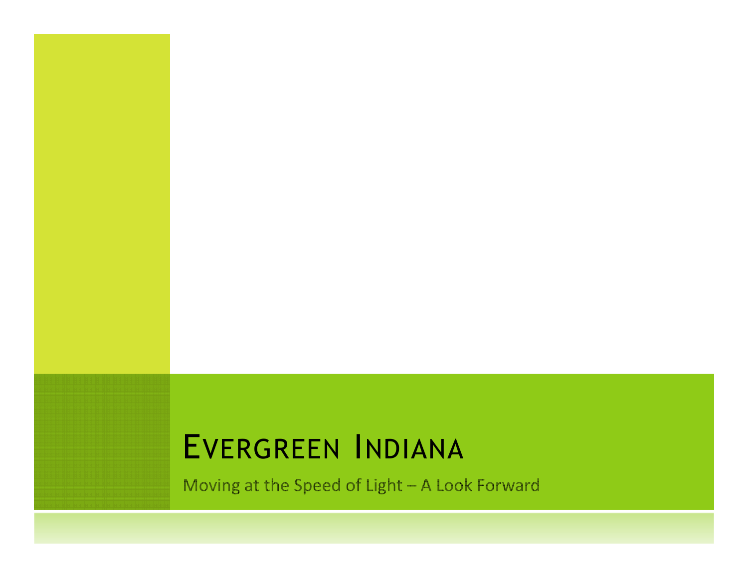# Evergreen Indiana

Moving at the Speed of Light – A Look Forward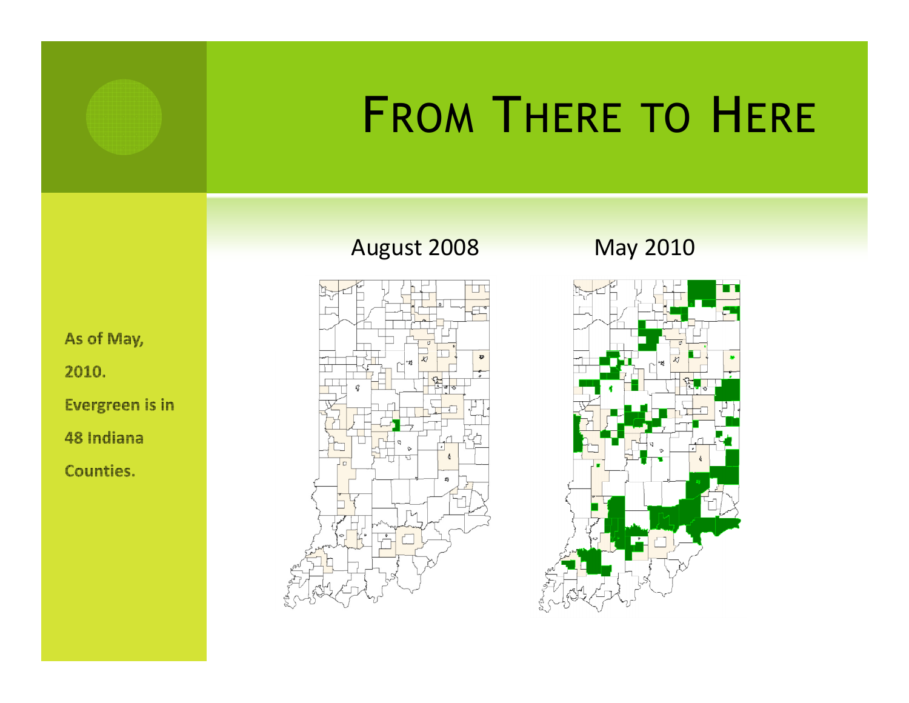# From There to Here

As of May, 2010. Evergreen is in 48 Indiana Counties.

August 2008

May 2010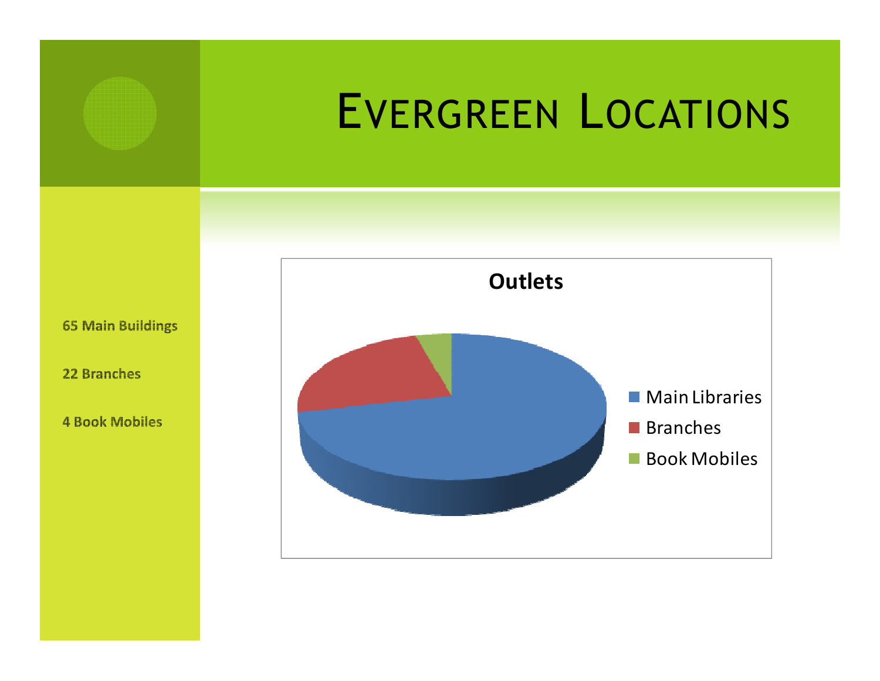# Evergreen Locations

65 Main Buildings

22 Branches

4 Book Mobiles

**Outlets**

- Main Libraries
- Branches
- Book Mobiles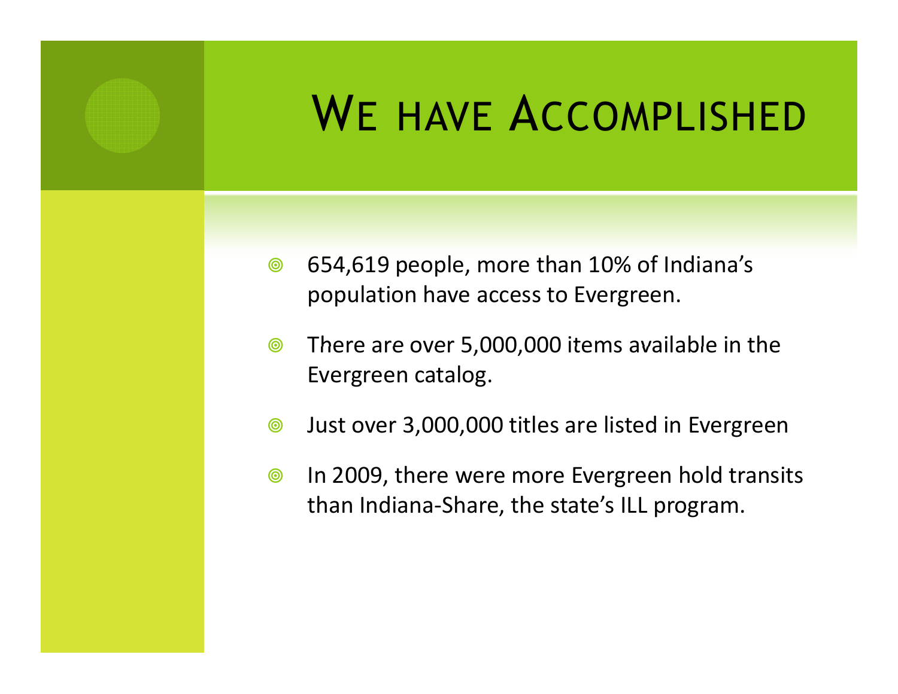# We have Accomplished

- 654,619 people, more than 10% of Indiana's population have access to Evergreen.
- There are over 5,000,000 items available in the Evergreen catalog.
- Just over 3,000,000 titles are listed in Evergreen
- In 2009, there were more Evergreen hold transits than Indiana-Share, the state's ILL program.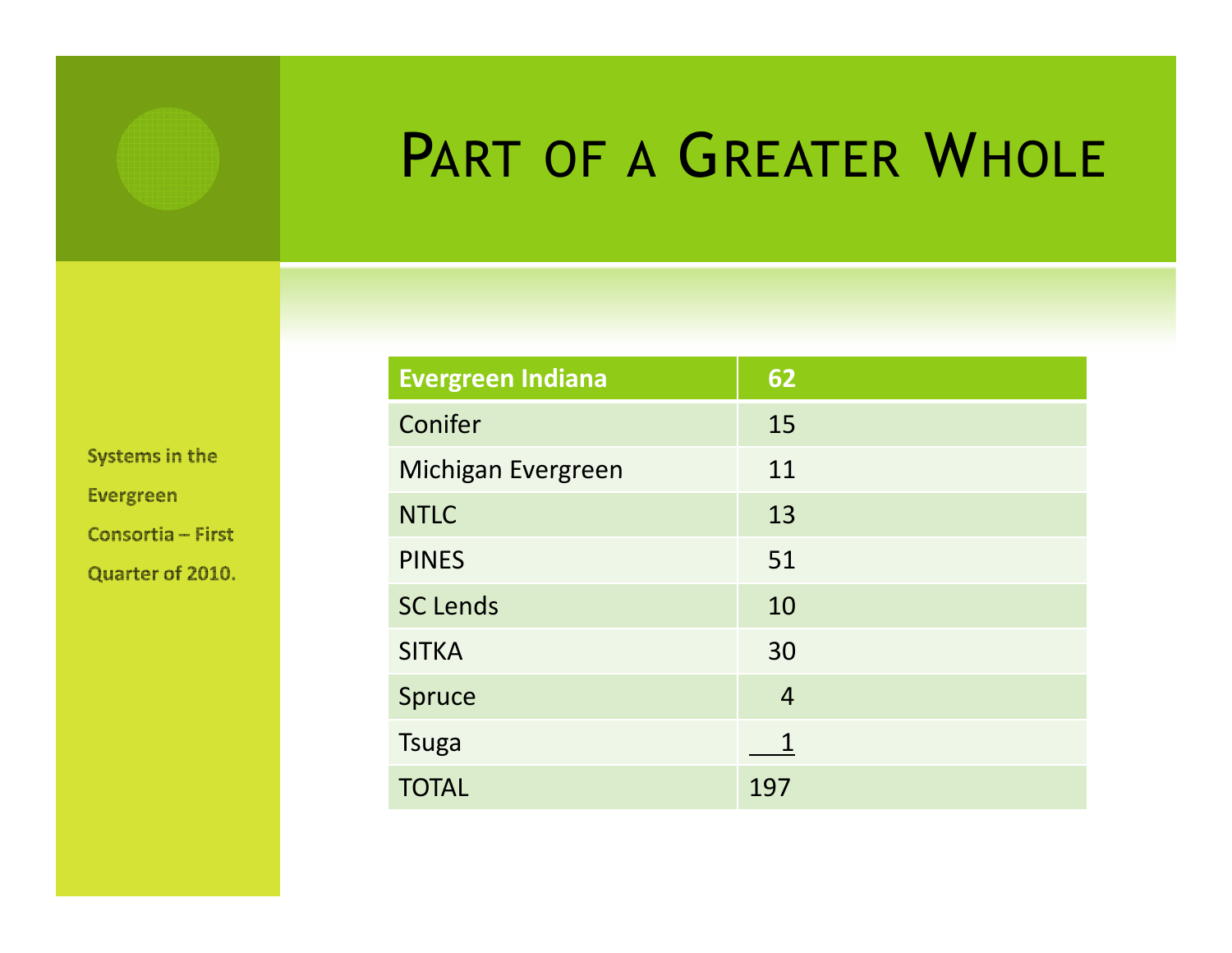# PART OF A GREATER WHOLE

Systems in the Evergreen Consortia – First Quarter of 2010.

| Evergreen Indiana | 62 |
| --- | --- |
| Conifer | 15 |
| Michigan Evergreen | 11 |
| NTLC | 13 |
| PINES | 51 |
| SC Lends | 10 |
| SITKA | 30 |
| Spruce | 4 |
| Tsuga | 1 |
| TOTAL | 197 |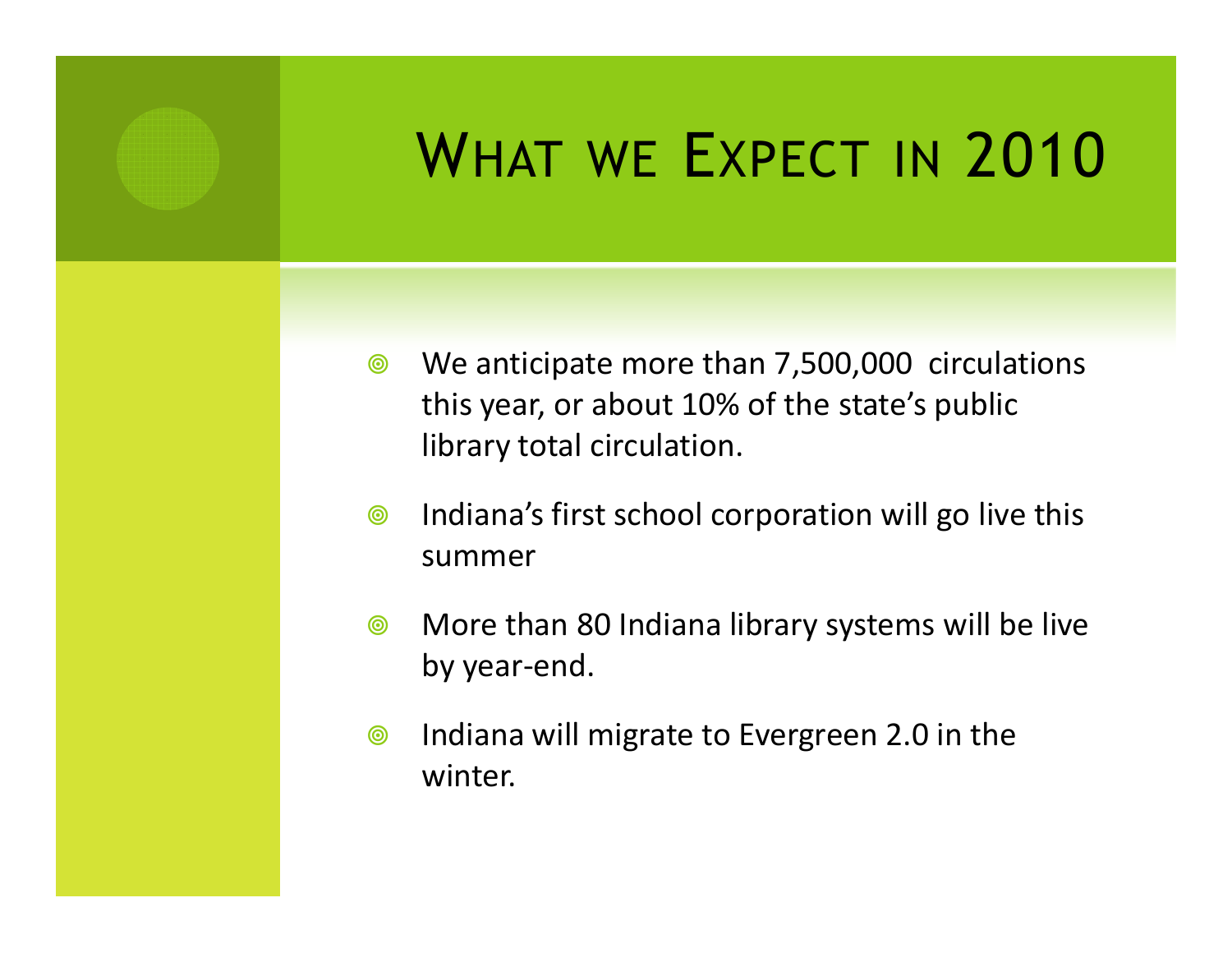# What we Expect in 2010

- We anticipate more than 7,500,000 circulations this year, or about 10% of the state's public library total circulation.
- Indiana's first school corporation will go live this summer
- More than 80 Indiana library systems will be live by year-end.
- Indiana will migrate to Evergreen 2.0 in the winter.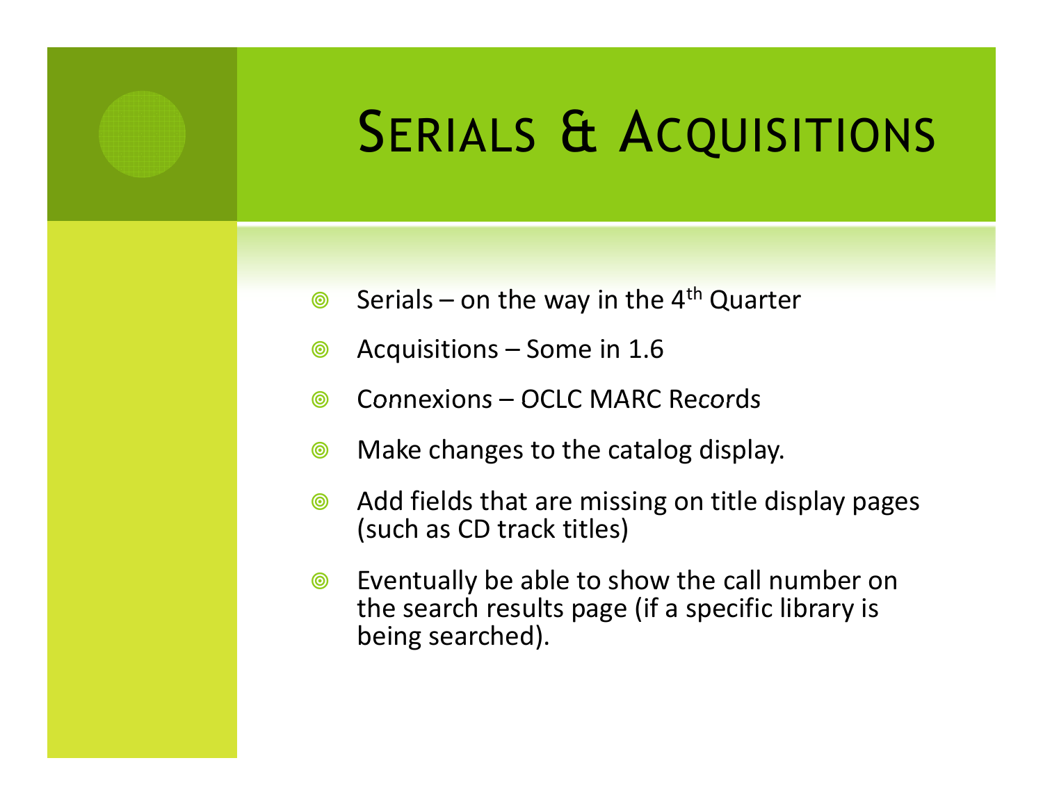# Serials & Acquisitions

- Serials – on the way in the 4th Quarter
- Acquisitions – Some in 1.6
- Connexions – OCLC MARC Records
- Make changes to the catalog display.
- Add fields that are missing on title display pages (such as CD track titles)
- Eventually be able to show the call number on the search results page (if a specific library is being searched).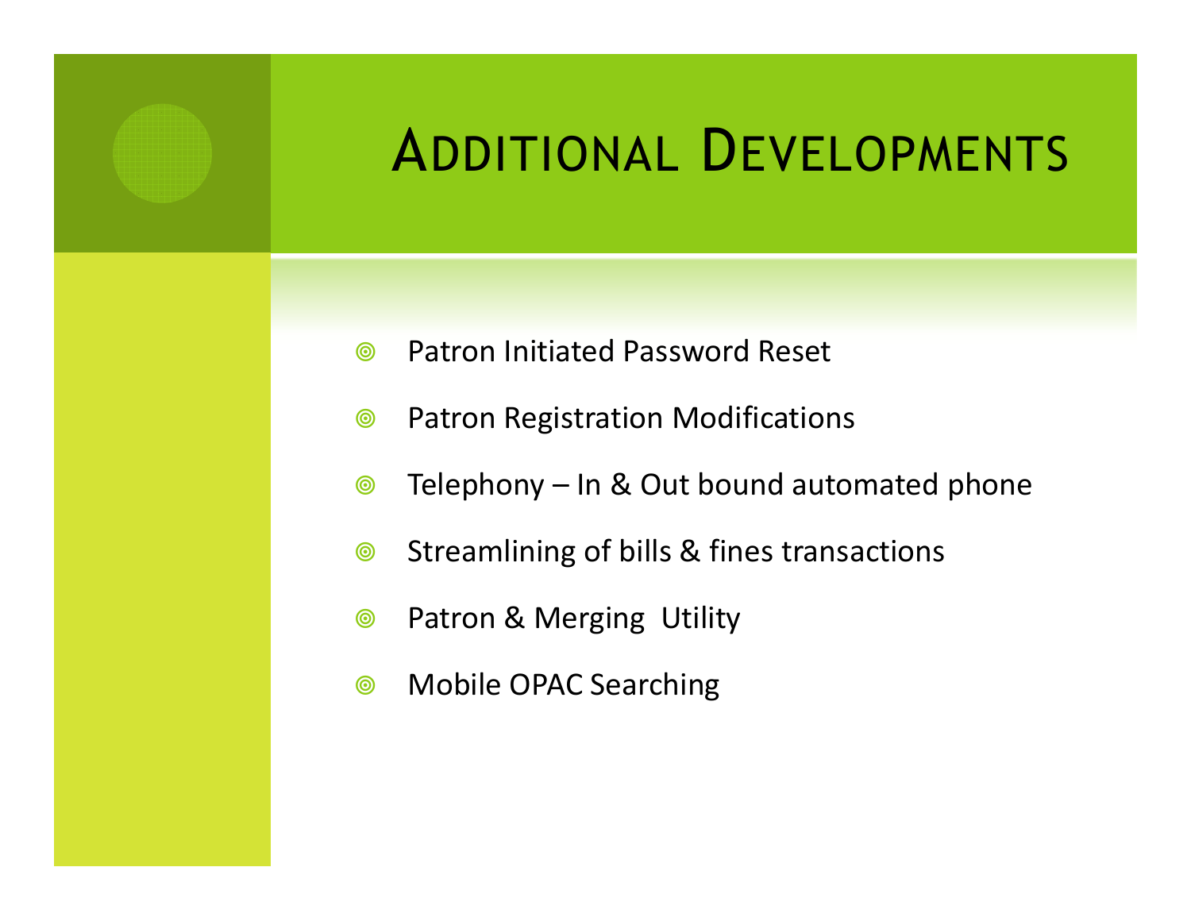# Additional Developments

- Patron Initiated Password Reset
- Patron Registration Modifications
- Telephony – In & Out bound automated phone
- Streamlining of bills & fines transactions
- Patron & Merging Utility
- Mobile OPAC Searching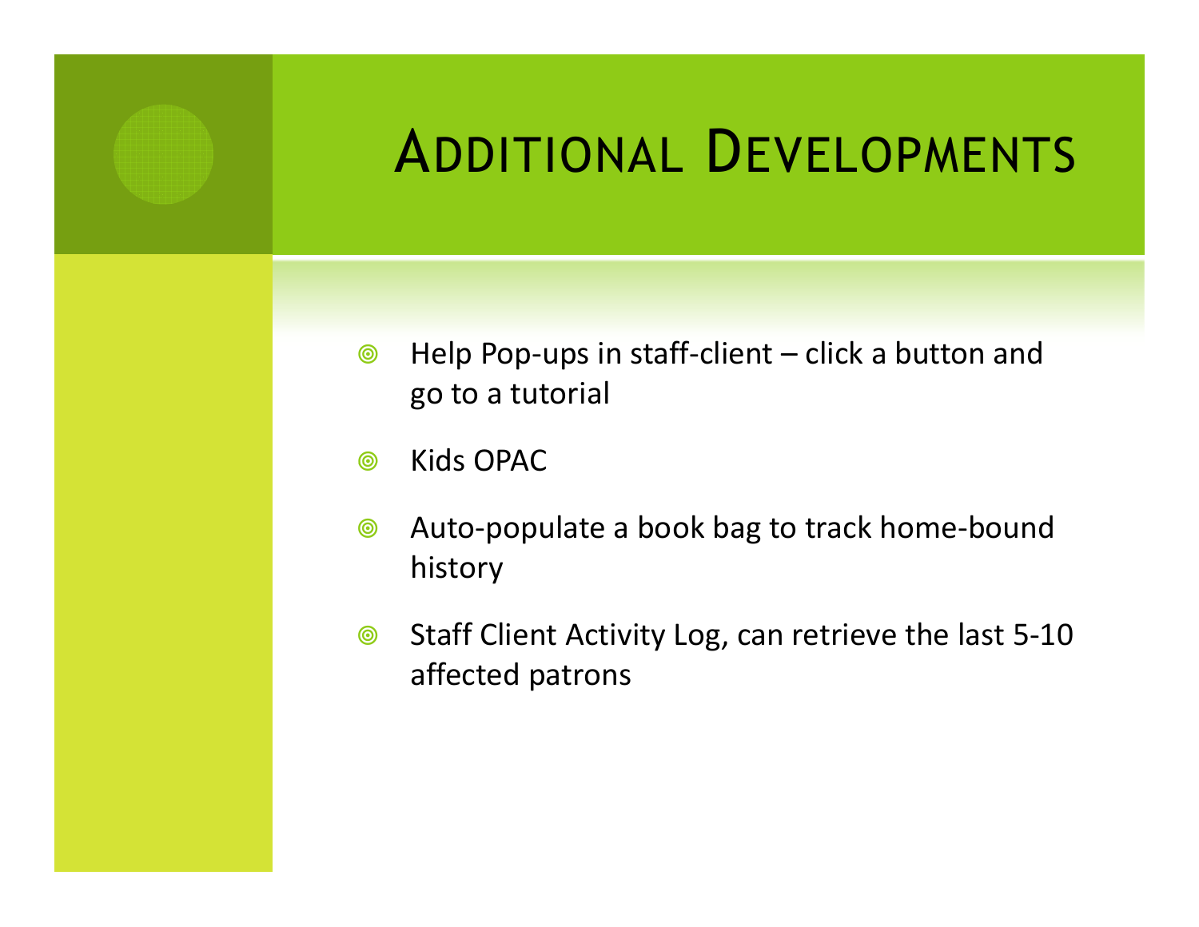# Additional Developments

- Help Pop-ups in staff-client – click a button and go to a tutorial
- Kids OPAC
- Auto-populate a book bag to track home-bound history
- Staff Client Activity Log, can retrieve the last 5-10 affected patrons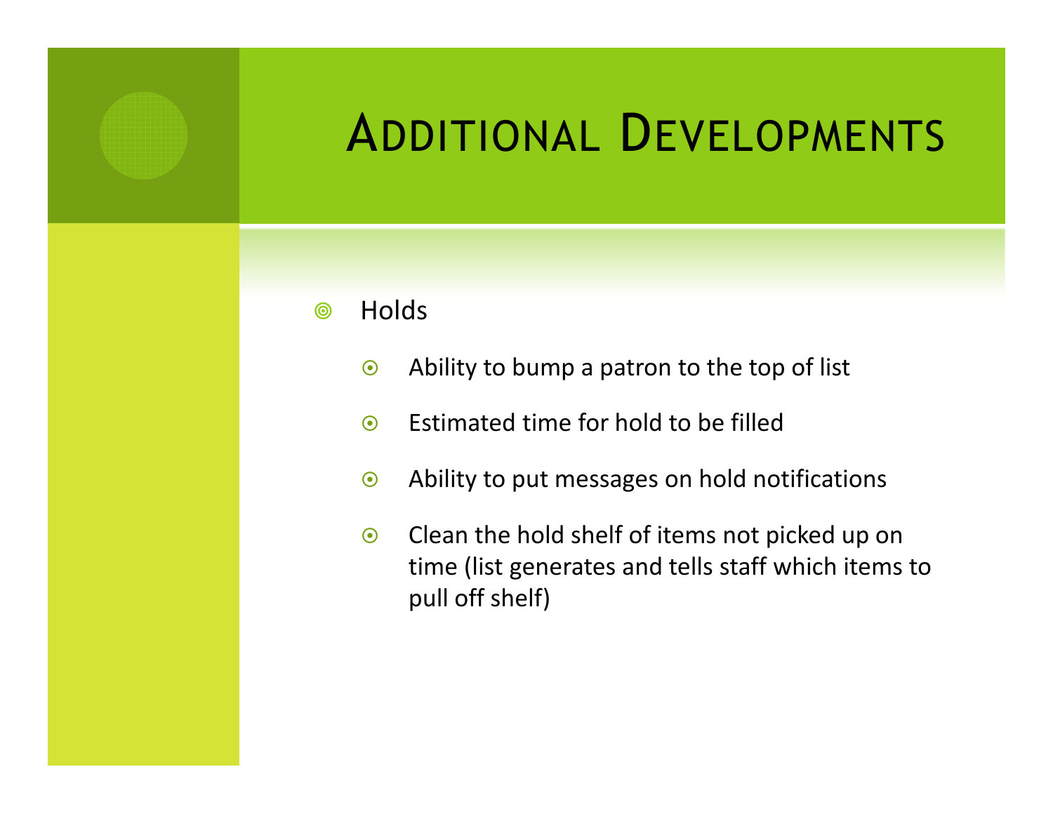# Additional Developments

- Holds
  - Ability to bump a patron to the top of list
  - Estimated time for hold to be filled
  - Ability to put messages on hold notifications
  - Clean the hold shelf of items not picked up on time (list generates and tells staff which items to pull off shelf)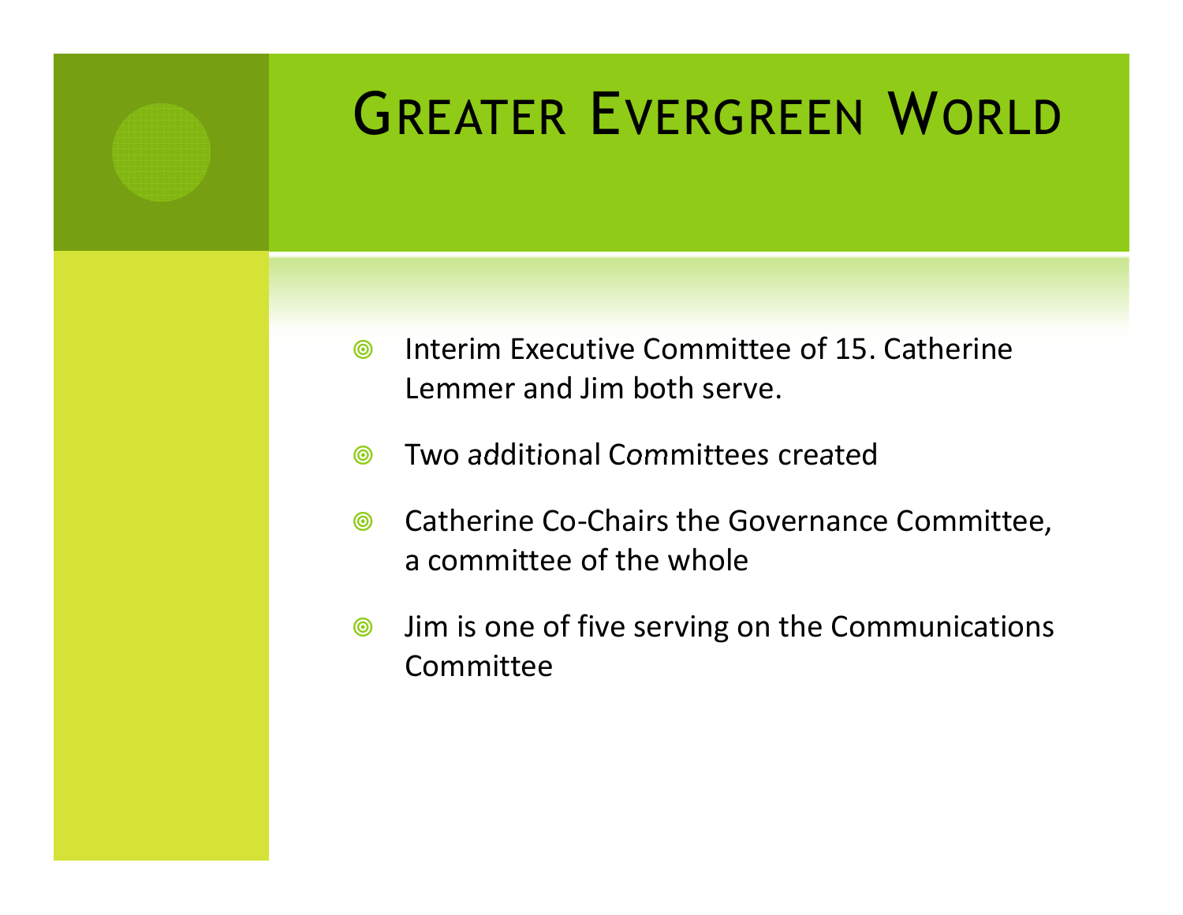# Greater Evergreen World

- Interim Executive Committee of 15. Catherine Lemmer and Jim both serve.
- Two additional Committees created
- Catherine Co-Chairs the Governance Committee, a committee of the whole
- Jim is one of five serving on the Communications Committee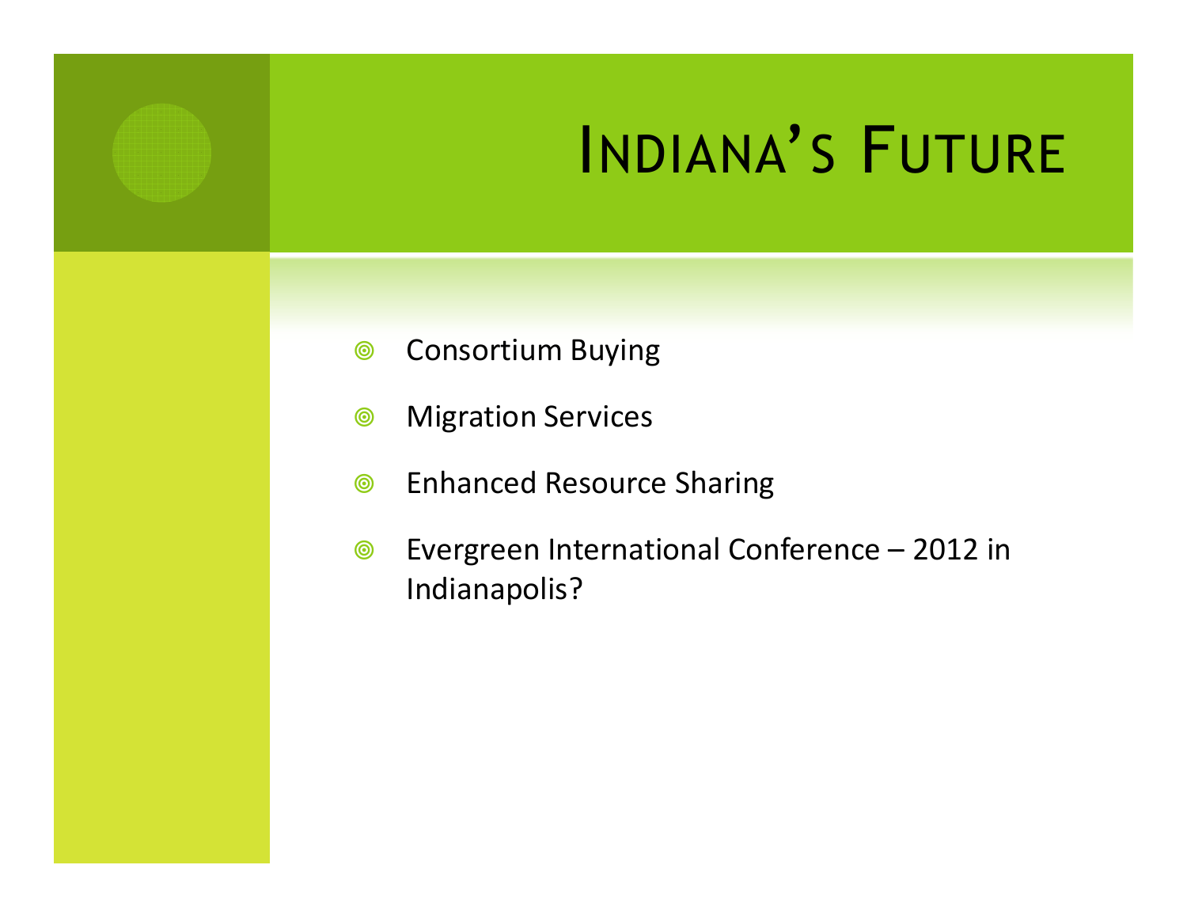# Indiana's Future

- Consortium Buying
- Migration Services
- Enhanced Resource Sharing
- Evergreen International Conference – 2012 in Indianapolis?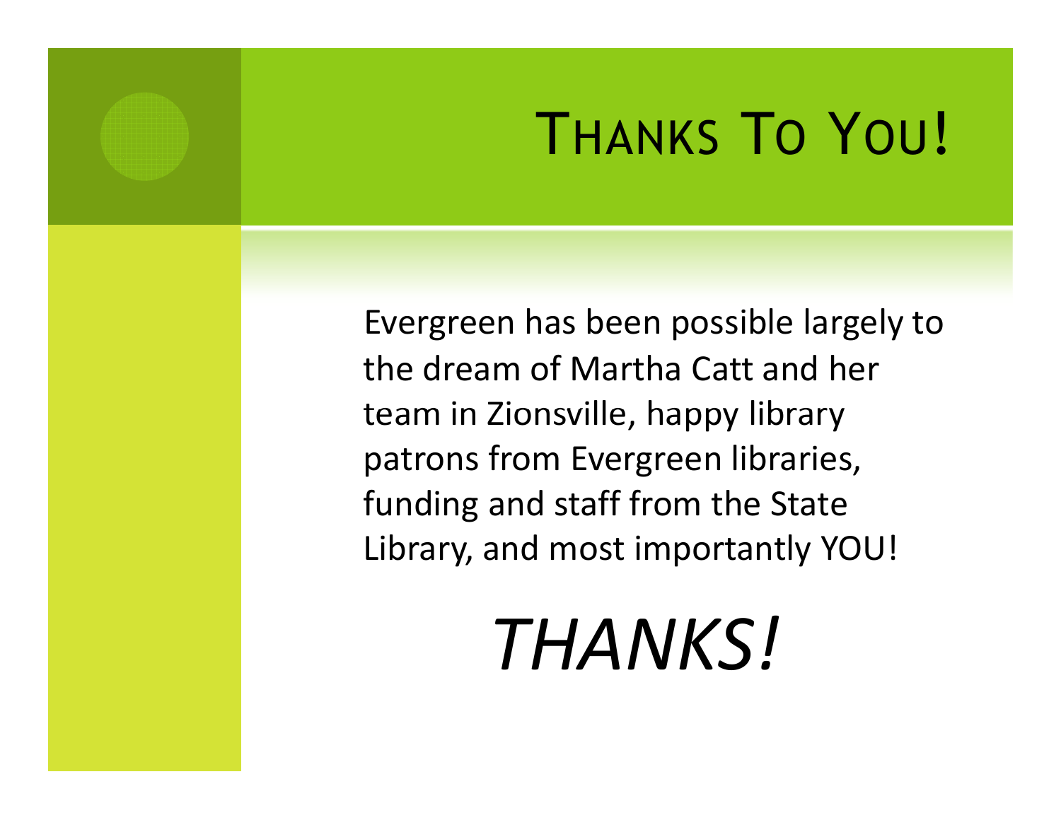# Thanks To You!

Evergreen has been possible largely to the dream of Martha Catt and her team in Zionsville, happy library patrons from Evergreen libraries, funding and staff from the State Library, and most importantly YOU!

*THANKS!*